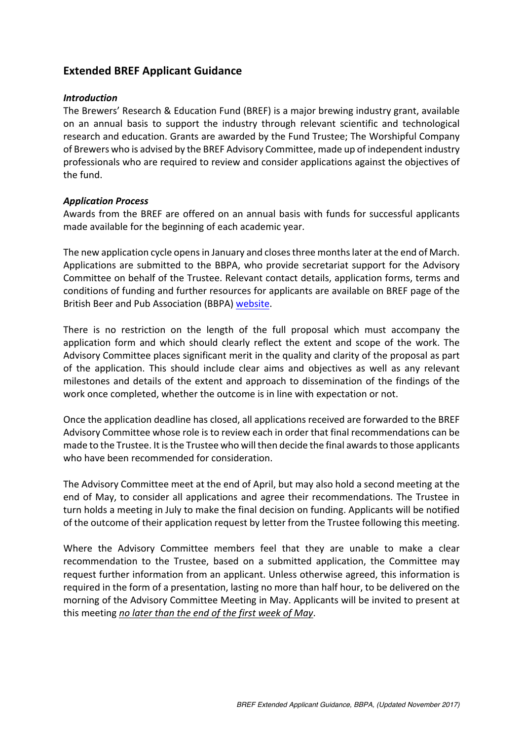## Extended BREF Applicant Guidance

### *Introduction*

The Brewers' Research & Education Fund (BREF) is a major brewing industry grant, available on an annual basis to support the industry through relevant scientific and technological research and education. Grants are awarded by the Fund Trustee; The Worshipful Company of Brewers who is advised by the BREF Advisory Committee, made up of independent industry professionals who are required to review and consider applications against the objectives of the fund.

### *Application Process*

Awards from the BREF are offered on an annual basis with funds for successful applicants made available for the beginning of each academic year.

The new application cycle opens in January and closes three months later at the end of March. Applications are submitted to the BBPA, who provide secretariat support for the Advisory Committee on behalf of the Trustee. Relevant contact details, application forms, terms and conditions of funding and further resources for applicants are available on BREF page of the British Beer and Pub Association (BBPA) website.

There is no restriction on the length of the full proposal which must accompany the application form and which should clearly reflect the extent and scope of the work. The Advisory Committee places significant merit in the quality and clarity of the proposal as part of the application. This should include clear aims and objectives as well as any relevant milestones and details of the extent and approach to dissemination of the findings of the work once completed, whether the outcome is in line with expectation or not.

Once the application deadline has closed, all applications received are forwarded to the BREF Advisory Committee whose role is to review each in order that final recommendations can be made to the Trustee. It is the Trustee who will then decide the final awards to those applicants who have been recommended for consideration.

The Advisory Committee meet at the end of April, but may also hold a second meeting at the end of May, to consider all applications and agree their recommendations. The Trustee in turn holds a meeting in July to make the final decision on funding. Applicants will be notified of the outcome of their application request by letter from the Trustee following this meeting.

Where the Advisory Committee members feel that they are unable to make a clear recommendation to the Trustee, based on a submitted application, the Committee may request further information from an applicant. Unless otherwise agreed, this information is required in the form of a presentation, lasting no more than half hour, to be delivered on the morning of the Advisory Committee Meeting in May. Applicants will be invited to present at this meeting *no later than the end of the first week of May*.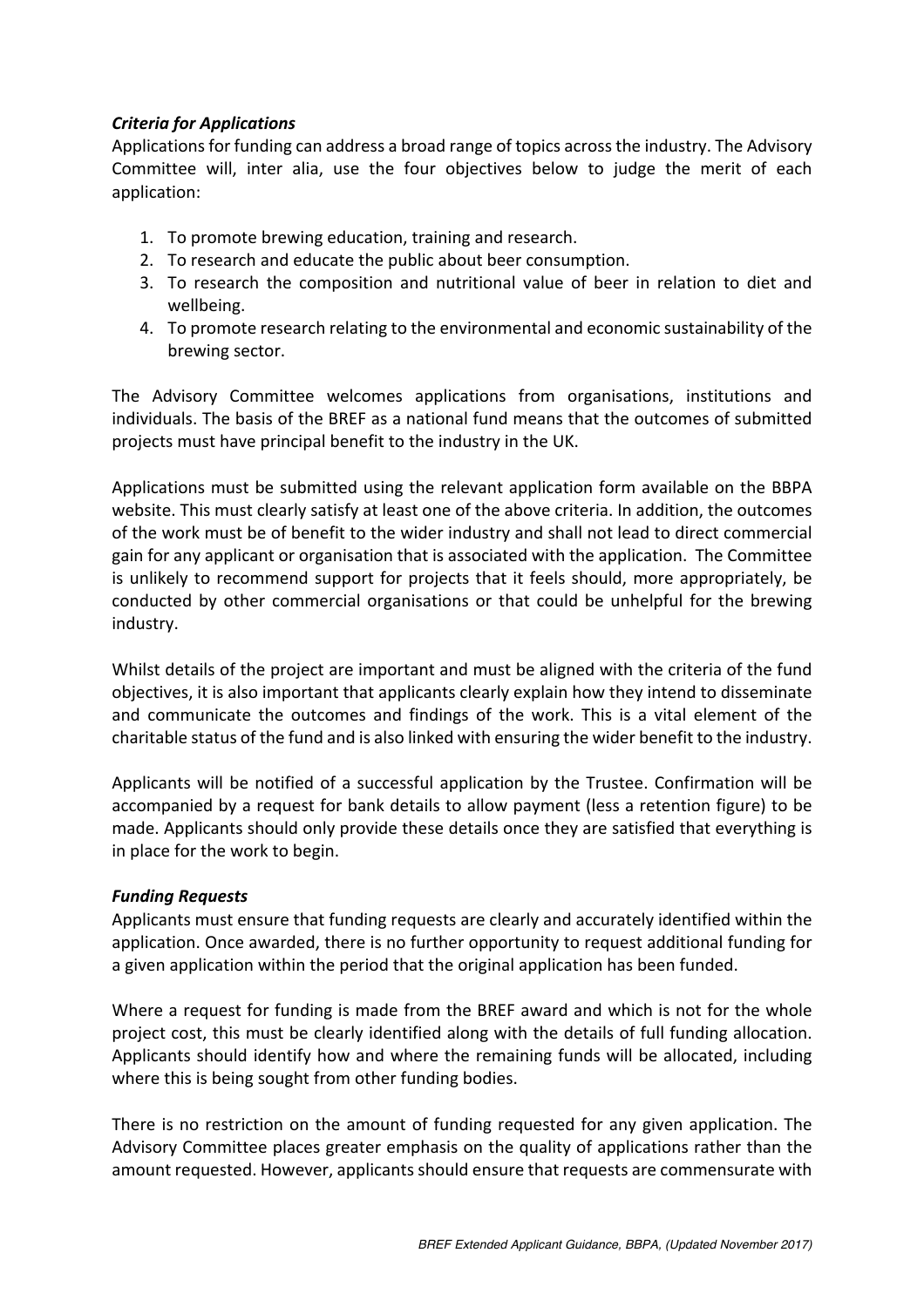***Criteria for Applications***

Applications for funding can address a broad range of topics across the industry. The Advisory Committee will, inter alia, use the four objectives below to judge the merit of each application:

1. To promote brewing education, training and research.
2. To research and educate the public about beer consumption.
3. To research the composition and nutritional value of beer in relation to diet and wellbeing.
4. To promote research relating to the environmental and economic sustainability of the brewing sector.

The Advisory Committee welcomes applications from organisations, institutions and individuals. The basis of the BREF as a national fund means that the outcomes of submitted projects must have principal benefit to the industry in the UK.

Applications must be submitted using the relevant application form available on the BBPA website. This must clearly satisfy at least one of the above criteria. In addition, the outcomes of the work must be of benefit to the wider industry and shall not lead to direct commercial gain for any applicant or organisation that is associated with the application. The Committee is unlikely to recommend support for projects that it feels should, more appropriately, be conducted by other commercial organisations or that could be unhelpful for the brewing industry.

Whilst details of the project are important and must be aligned with the criteria of the fund objectives, it is also important that applicants clearly explain how they intend to disseminate and communicate the outcomes and findings of the work. This is a vital element of the charitable status of the fund and is also linked with ensuring the wider benefit to the industry.

Applicants will be notified of a successful application by the Trustee. Confirmation will be accompanied by a request for bank details to allow payment (less a retention figure) to be made. Applicants should only provide these details once they are satisfied that everything is in place for the work to begin.

***Funding Requests***

Applicants must ensure that funding requests are clearly and accurately identified within the application. Once awarded, there is no further opportunity to request additional funding for a given application within the period that the original application has been funded.

Where a request for funding is made from the BREF award and which is not for the whole project cost, this must be clearly identified along with the details of full funding allocation. Applicants should identify how and where the remaining funds will be allocated, including where this is being sought from other funding bodies.

There is no restriction on the amount of funding requested for any given application. The Advisory Committee places greater emphasis on the quality of applications rather than the amount requested. However, applicants should ensure that requests are commensurate with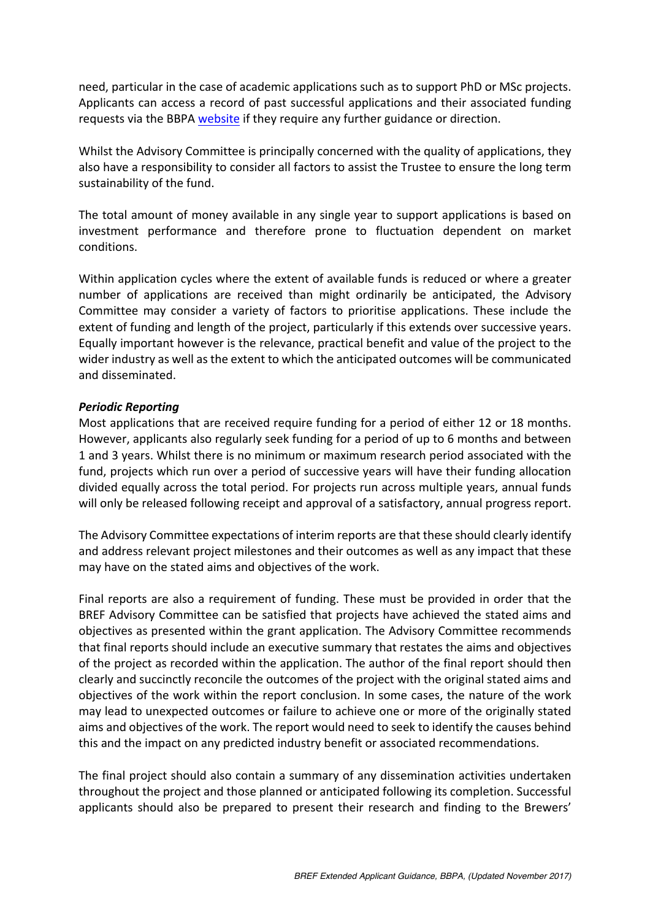need, particular in the case of academic applications such as to support PhD or MSc projects. Applicants can access a record of past successful applications and their associated funding requests via the BBPA website if they require any further guidance or direction.

Whilst the Advisory Committee is principally concerned with the quality of applications, they also have a responsibility to consider all factors to assist the Trustee to ensure the long term sustainability of the fund.

The total amount of money available in any single year to support applications is based on investment performance and therefore prone to fluctuation dependent on market conditions.

Within application cycles where the extent of available funds is reduced or where a greater number of applications are received than might ordinarily be anticipated, the Advisory Committee may consider a variety of factors to prioritise applications. These include the extent of funding and length of the project, particularly if this extends over successive years. Equally important however is the relevance, practical benefit and value of the project to the wider industry as well as the extent to which the anticipated outcomes will be communicated and disseminated.

***Periodic Reporting***

Most applications that are received require funding for a period of either 12 or 18 months. However, applicants also regularly seek funding for a period of up to 6 months and between 1 and 3 years. Whilst there is no minimum or maximum research period associated with the fund, projects which run over a period of successive years will have their funding allocation divided equally across the total period. For projects run across multiple years, annual funds will only be released following receipt and approval of a satisfactory, annual progress report.

The Advisory Committee expectations of interim reports are that these should clearly identify and address relevant project milestones and their outcomes as well as any impact that these may have on the stated aims and objectives of the work.

Final reports are also a requirement of funding. These must be provided in order that the BREF Advisory Committee can be satisfied that projects have achieved the stated aims and objectives as presented within the grant application. The Advisory Committee recommends that final reports should include an executive summary that restates the aims and objectives of the project as recorded within the application. The author of the final report should then clearly and succinctly reconcile the outcomes of the project with the original stated aims and objectives of the work within the report conclusion. In some cases, the nature of the work may lead to unexpected outcomes or failure to achieve one or more of the originally stated aims and objectives of the work. The report would need to seek to identify the causes behind this and the impact on any predicted industry benefit or associated recommendations.

The final project should also contain a summary of any dissemination activities undertaken throughout the project and those planned or anticipated following its completion. Successful applicants should also be prepared to present their research and finding to the Brewers'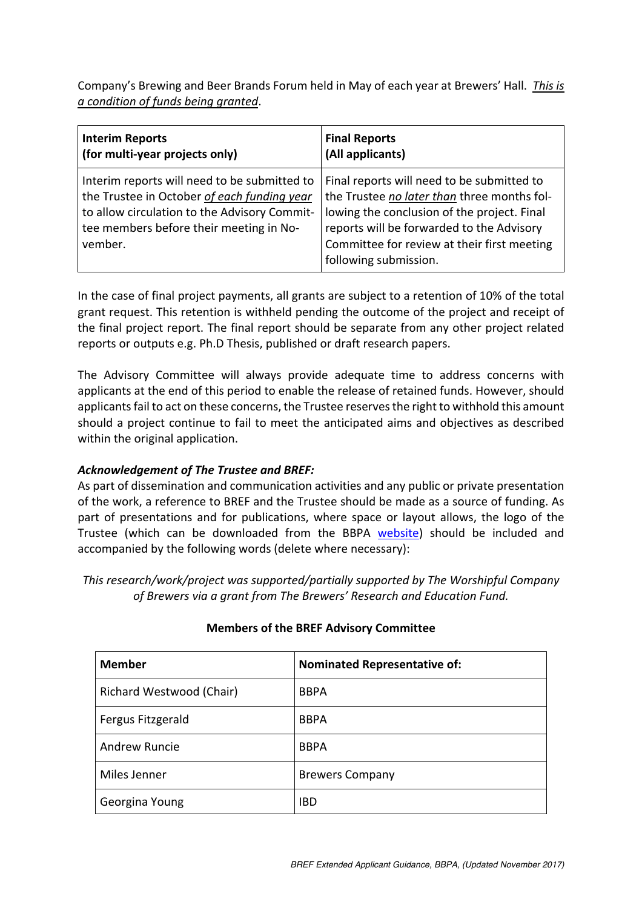Company's Brewing and Beer Brands Forum held in May of each year at Brewers' Hall. *This is a condition of funds being granted*.

| **Interim Reports (for multi-year projects only)** | **Final Reports (All applicants)** |
|---|---|
| Interim reports will need to be submitted to the Trustee in October *of each funding year* to allow circulation to the Advisory Committee members before their meeting in November. | Final reports will need to be submitted to the Trustee *no later than* three months following the conclusion of the project. Final reports will be forwarded to the Advisory Committee for review at their first meeting following submission. |

In the case of final project payments, all grants are subject to a retention of 10% of the total grant request. This retention is withheld pending the outcome of the project and receipt of the final project report. The final report should be separate from any other project related reports or outputs e.g. Ph.D Thesis, published or draft research papers.

The Advisory Committee will always provide adequate time to address concerns with applicants at the end of this period to enable the release of retained funds. However, should applicants fail to act on these concerns, the Trustee reserves the right to withhold this amount should a project continue to fail to meet the anticipated aims and objectives as described within the original application.

***Acknowledgement of The Trustee and BREF:***

As part of dissemination and communication activities and any public or private presentation of the work, a reference to BREF and the Trustee should be made as a source of funding. As part of presentations and for publications, where space or layout allows, the logo of the Trustee (which can be downloaded from the BBPA website) should be included and accompanied by the following words (delete where necessary):

*This research/work/project was supported/partially supported by The Worshipful Company of Brewers via a grant from The Brewers' Research and Education Fund.*

**Members of the BREF Advisory Committee**

| **Member** | **Nominated Representative of:** |
|---|---|
| Richard Westwood (Chair) | BBPA |
| Fergus Fitzgerald | BBPA |
| Andrew Runcie | BBPA |
| Miles Jenner | Brewers Company |
| Georgina Young | IBD |